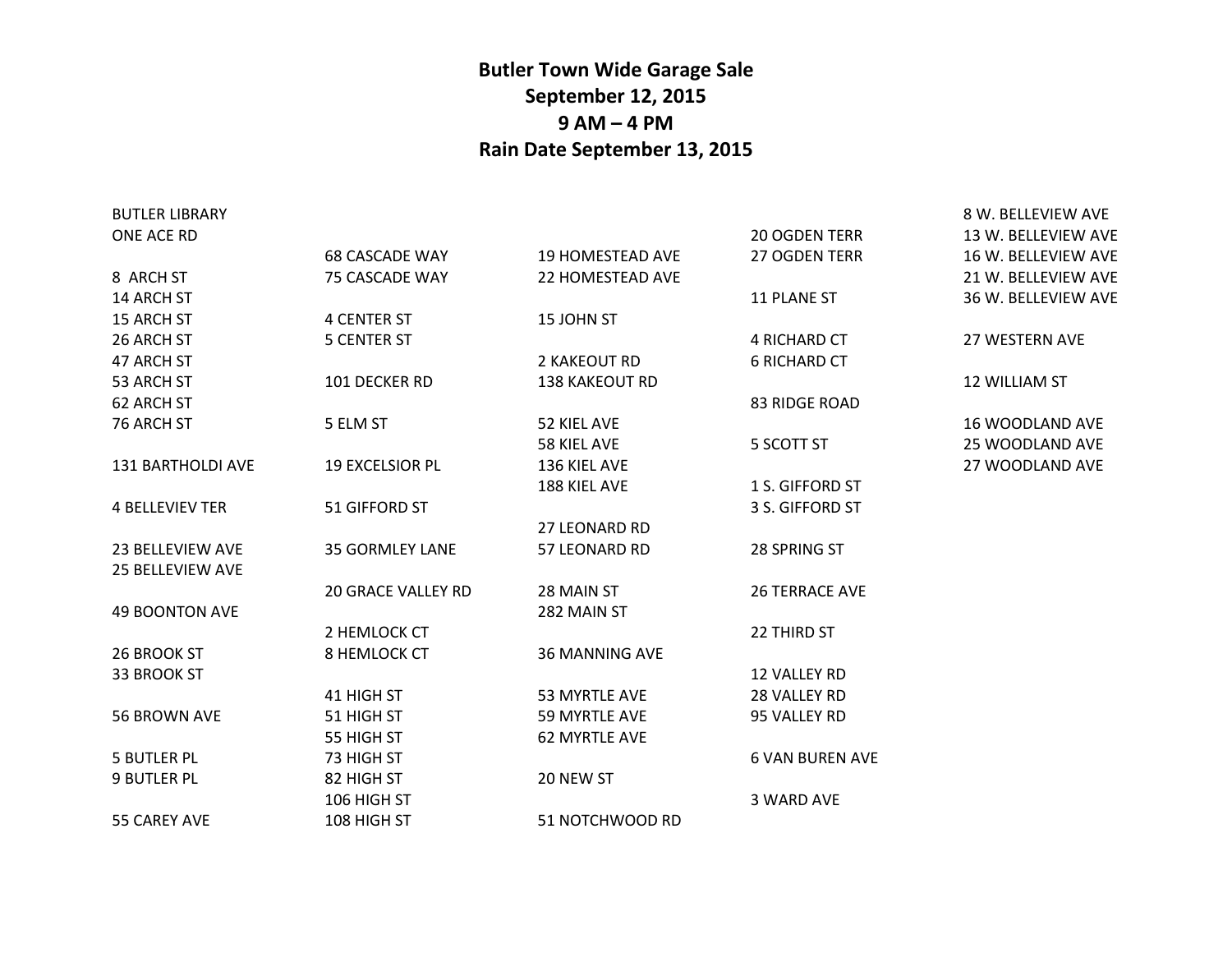**Butler Town Wide Garage Sale**
**September 12, 2015**
**9 AM – 4 PM**
**Rain Date September 13, 2015**

BUTLER LIBRARY
ONE ACE RD

8 ARCH ST
14 ARCH ST
15 ARCH ST
26 ARCH ST
47 ARCH ST
53 ARCH ST
62 ARCH ST
76 ARCH ST

131 BARTHOLDI AVE

4 BELLEVIEV TER

23 BELLEVIEW AVE
25 BELLEVIEW AVE

49 BOONTON AVE

26 BROOK ST
33 BROOK ST

56 BROWN AVE

5 BUTLER PL
9 BUTLER PL

55 CAREY AVE

68 CASCADE WAY
75 CASCADE WAY

4 CENTER ST
5 CENTER ST

101 DECKER RD

5 ELM ST

19 EXCELSIOR PL

51 GIFFORD ST

35 GORMLEY LANE

20 GRACE VALLEY RD

2 HEMLOCK CT
8 HEMLOCK CT

41 HIGH ST
51 HIGH ST
55 HIGH ST
73 HIGH ST
82 HIGH ST
106 HIGH ST
108 HIGH ST

19 HOMESTEAD AVE
22 HOMESTEAD AVE

15 JOHN ST

2 KAKEOUT RD
138 KAKEOUT RD

52 KIEL AVE
58 KIEL AVE
136 KIEL AVE
188 KIEL AVE

27 LEONARD RD
57 LEONARD RD

28 MAIN ST
282 MAIN ST

36 MANNING AVE

53 MYRTLE AVE
59 MYRTLE AVE
62 MYRTLE AVE

20 NEW ST

51 NOTCHWOOD RD

20 OGDEN TERR
27 OGDEN TERR

11 PLANE ST

4 RICHARD CT
6 RICHARD CT

83 RIDGE ROAD

5 SCOTT ST

1 S. GIFFORD ST
3 S. GIFFORD ST

28 SPRING ST

26 TERRACE AVE

22 THIRD ST

12 VALLEY RD
28 VALLEY RD
95 VALLEY RD

6 VAN BUREN AVE

3 WARD AVE

8 W. BELLEVIEW AVE
13 W. BELLEVIEW AVE
16 W. BELLEVIEW AVE
21 W. BELLEVIEW AVE
36 W. BELLEVIEW AVE

27 WESTERN AVE

12 WILLIAM ST

16 WOODLAND AVE
25 WOODLAND AVE
27 WOODLAND AVE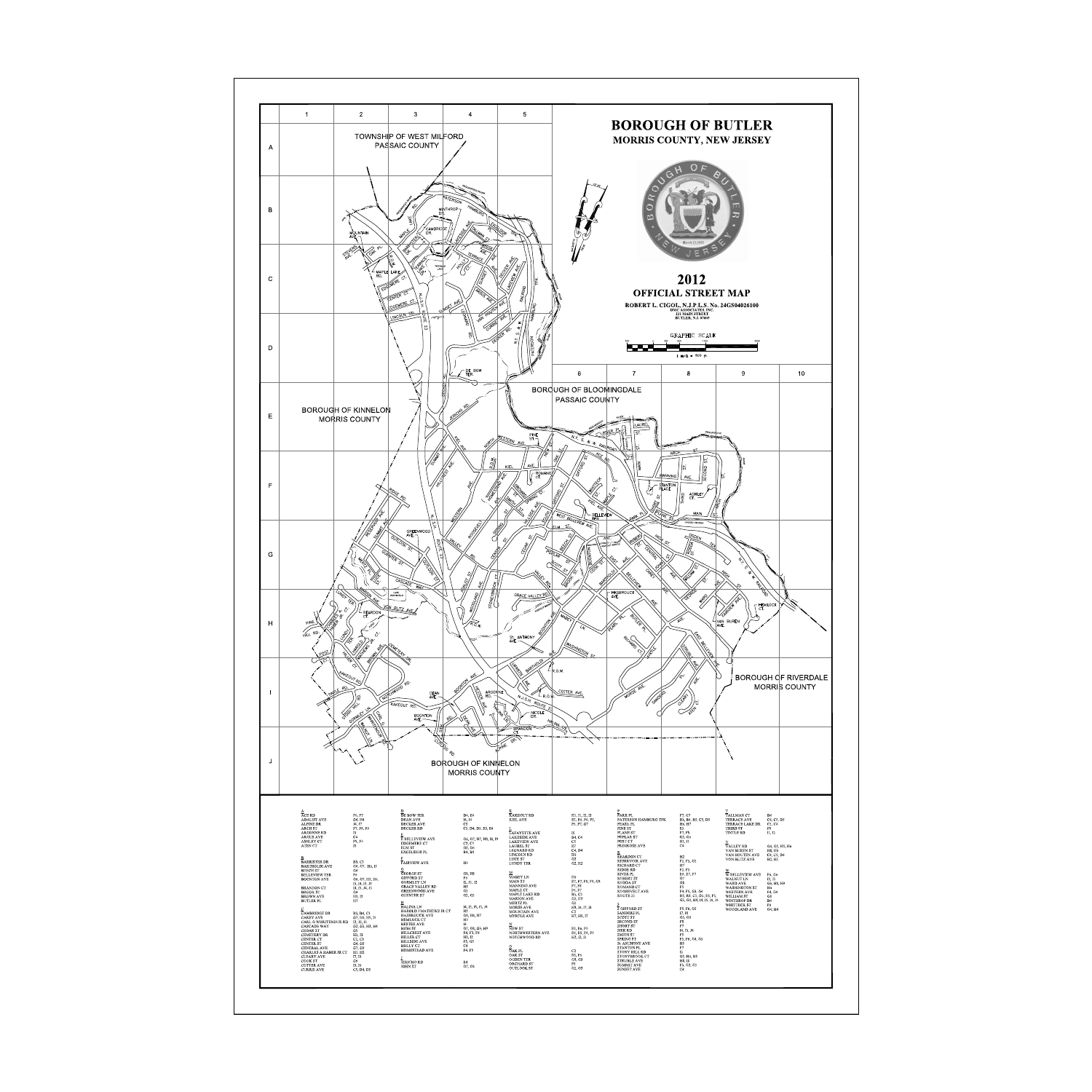# BOROUGH OF BUTLER

## MORRIS COUNTY, NEW JERSEY

## 2012

## OFFICIAL STREET MAP

ROBERT L. CIGOL, N.J.P.L.S. No. 24GS04026100
DMC ASSOCIATES, INC.
231 MAIN STREET
BUTLER, N.J. 07405

GRAPHIC SCALE

1 inch = 500 ft.

TOWNSHIP OF WEST MILFORD
PASSAIC COUNTY

BOROUGH OF BLOOMINGDALE
PASSAIC COUNTY

BOROUGH OF KINNELON
MORRIS COUNTY

BOROUGH OF RIVERDALE
MORRIS COUNTY

BOROUGH OF KINNELON
MORRIS COUNTY

| | |
|---|---|
| **A** | |
| ACE RD | F6, F7 |
| ADALIST AVE | G4, H4 |
| ALPINE DR. | I4, I7 |
| ARCH ST | F7, F8, F9 |
| ARGONNE RD | I5 |
| ARGUS AVE | C4 |
| ASHLEY CT | F9, F9 |
| ATEN CT | I8 |
| **B** | |
| BARRISTER DR | B3, C3 |
| BARTHOLDI AVE | G6, G7, H6, I5 |
| BEECH ST | G6 |
| BELLEVIEW TER | F6 |
| BOONTON AVE | G6, G7, H5, H6, I3, I4, I5, J5 |
| BRANDON CT | I4, I5, J4, J5 |
| BRIGGS ST | G6 |
| BROWN AVE | H3, I3 |
| BUTLER PL | H7 |
| **C** | |
| CAMBRIDGE DR | B3, B4, C3 |
| CAREY AVE | G7, H8, H9, I9 |
| CARL G WHITEHOUSE RD | I3, I2, I3 |
| CASCADE WAY | G3, G3, H3, H4 |
| CEDAR ST | G5 |
| CEMETERY DR | H3, I3 |
| CENTER CT | C1, C3 |
| CENTER ST | G4, G5 |
| CENTRAL AVE | G7, G8 |
| CHARLES A HABER JR CT | H3, H3 |
| CLEARY AVE | I7, I8 |
| COOK ST | G6 |
| COTTER AVE | I5, I6 |
| CURRIE AVE | C5, D4, D5 |
| **D** | |
| DE BOW TER | D4, E4 |
| DEAN AVE | I4, I4 |
| DECKER AVE | C5 |
| DECKER RD | C5, D4, D5, E5, E4 |
| **E** | |
| E BELLEVIEW AVE | G6, G7, H7, H8, I8, I9 |
| EDGEMERE CT | C2, C3 |
| ELM ST | G5, G6 |
| EXCELSIOR PL | B4, B5 |
| **F** | |
| FAIRVIEW AVE | H9 |
| **G** | |
| GEORGE ST | G8, H8 |
| GIFFORD ST | F6 |
| GORMLEY LN | I1, I2, J2 |
| GRACE VALLEY RD | H5 |
| GREENWOOD AVE | G3 |
| GUENTER ST | G2, G3 |
| **H** | |
| HALINA LN | I4, I5, J5, J6 |
| HAROLD J MATHEWS JR CT | H2 |
| HASBROUCK AVE | G6, H6, H7 |
| HEMLOCK CT | H9 |
| HESTER AVE | I4 |
| HIGH ST | G7, G8, G9, H9 |
| HILLCREST AVE | E4, F3, F4 |
| HILLER CT | H2, I2 |
| HILLSIDE AVE | F5, G5 |
| HOLLY CT | C4 |
| HOMESTEAD AVE | F4, F5 |
| **J** | |
| JERICHO RD | E4 |
| JOHN ST | G7, G8 |
| **K** | |
| KAKEOUT RD | H1, I1, I2, I3 |
| KIEL AVE | E2, E4, F4, F5, F6, F7, G7 |
| **L** | |
| LAFAYETTE AVE | I5 |
| LAKESIDE AVE | B4, C4 |
| LAKEVIEW AVE | C5 |
| LAUREL ST | E7 |
| LEONARD RD | C4, D4 |
| LINCOLN RD | D3 |
| LUCE ST | G2 |
| LUNDY TER | G2, H2 |
| **M** | |
| MABEY LN | H6 |
| MAIN ST | E7, F7, F8, F9, G9 |
| MANNING AVE | F7, F8 |
| MAPLE CT | F6, F7 |
| MAPLE LAKE RD | B3, C3 |
| MARION AVE | G5 |
| MERTZ PL | G2, H2 |
| MORSE AVE | H8, I6, I7, I8 |
| MOUNTAIN AVE | C2 |
| MYRTLE AVE | H7, H8, I7 |
| **N** | |
| NEW ST | E5, E6, F5 |
| NORTHWESTERN AVE | E4, E5, E4, F5 |
| NOTCHWOOD RD | H3, I3, I3 |
| **O** | |
| OAK PL | C2 |
| OAK ST | E6, F6 |
| OGDEN TER | G8, G9 |
| ORCHARD ST | F5 |
| OUTLOOK ST | G2, G3 |
| **P** | |
| PARK PL | F7, G7 |
| PATERSON HAMBURG TPK | B3, B4, B5, C5, D5 |
| PEARL PL | H6, H7 |
| PINE ST | E5 |
| PLANE ST | F7, F8 |
| POPLAR ST | G5, G6 |
| PORT CT | H5, I5 |
| PRIMROSE AVE | C4 |
| **R** | |
| REARDON CT | H2 |
| RESERVOIR AVE | F2, F3, G2 |
| RICHARD CT | H7 |
| RIDGE RD | E2, F3 |
| RIVER PL | E6, E7, F7 |
| ROBERT ST | G7 |
| ROMA ST | G8 |
| ROMAND CT | F5 |
| ROOSEVELT AVE | F4, F5, G4, G4 |
| ROUTE 23 | B3, B3, C3, D3, E3, F3, G3, G4, H4, I4, I5, I6, J6 |
| **S** | |
| S GIFFORD ST | F5, F6, G5 |
| SANDERS PL | I7, I8 |
| SCOTT ST | G5, G6 |
| SECOND ST | F8 |
| SHORT ST | F7 |
| SIEK RD | H, I3, J4 |
| SMITH ST | F5 |
| SPRING ST | F5, F6, G4, G5 |
| ST ANTHONY AVE | H5 |
| STANTON PL | F7 |
| STONY HILL RD | I2 |
| STONYBROOK CT | G3, H4, H5 |
| STRUBLE AVE | H8, I8 |
| SUMMIT AVE | F3, G2, G3 |
| SUNSET AVE | C4 |
| **T** | |
| TALLMAN CT | B4 |
| TERRACE AVE | C4, C5, D5 |
| TERRACE LAKE DR | C3, C4 |
| THIRD ST | F9 |
| TINTLE RD | I1, I2 |
| **V** | |
| VALLEY RD | G4, G5, H5, H6 |
| VAN BUREN ST | H8, H9 |
| VAN HOUTEN AVE | C4, C5, D4 |
| VON BLITZ AVE | H2, H3 |
| **W** | |
| W BELLEVIEW AVE | F6, G6 |
| WALNUT LN | I2, I3 |
| WARD AVE | G9, H8, H9 |
| WASHINGTON ST | H6 |
| WESTERN AVE | F4, G4 |
| WILLIAM ST | G8 |
| WINTHROP DR | B4 |
| WHITTECK ST | F5 |
| WOODLAND AVE | G4, H4 |